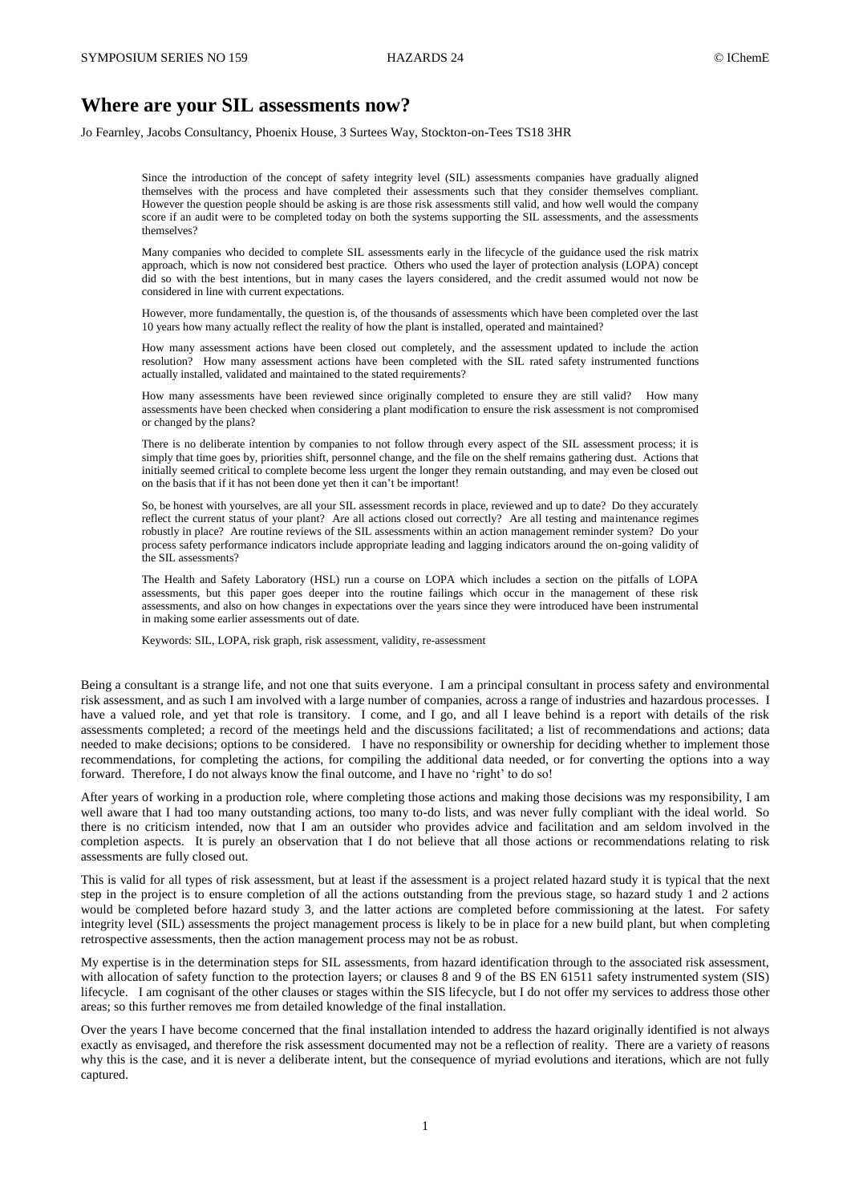# Where are your SIL assessments now?

Jo Fearnley, Jacobs Consultancy, Phoenix House, 3 Surtees Way, Stockton-on-Tees TS18 3HR

> Since the introduction of the concept of safety integrity level (SIL) assessments companies have gradually aligned themselves with the process and have completed their assessments such that they consider themselves compliant. However the question people should be asking is are those risk assessments still valid, and how well would the company score if an audit were to be completed today on both the systems supporting the SIL assessments, and the assessments themselves?
>
> Many companies who decided to complete SIL assessments early in the lifecycle of the guidance used the risk matrix approach, which is now not considered best practice. Others who used the layer of protection analysis (LOPA) concept did so with the best intentions, but in many cases the layers considered, and the credit assumed would not now be considered in line with current expectations.
>
> However, more fundamentally, the question is, of the thousands of assessments which have been completed over the last 10 years how many actually reflect the reality of how the plant is installed, operated and maintained?
>
> How many assessment actions have been closed out completely, and the assessment updated to include the action resolution? How many assessment actions have been completed with the SIL rated safety instrumented functions actually installed, validated and maintained to the stated requirements?
>
> How many assessments have been reviewed since originally completed to ensure they are still valid? How many assessments have been checked when considering a plant modification to ensure the risk assessment is not compromised or changed by the plans?
>
> There is no deliberate intention by companies to not follow through every aspect of the SIL assessment process; it is simply that time goes by, priorities shift, personnel change, and the file on the shelf remains gathering dust. Actions that initially seemed critical to complete become less urgent the longer they remain outstanding, and may even be closed out on the basis that if it has not been done yet then it can't be important!
>
> So, be honest with yourselves, are all your SIL assessment records in place, reviewed and up to date? Do they accurately reflect the current status of your plant? Are all actions closed out correctly? Are all testing and maintenance regimes robustly in place? Are routine reviews of the SIL assessments within an action management reminder system? Do your process safety performance indicators include appropriate leading and lagging indicators around the on-going validity of the SIL assessments?
>
> The Health and Safety Laboratory (HSL) run a course on LOPA which includes a section on the pitfalls of LOPA assessments, but this paper goes deeper into the routine failings which occur in the management of these risk assessments, and also on how changes in expectations over the years since they were introduced have been instrumental in making some earlier assessments out of date.
>
> Keywords: SIL, LOPA, risk graph, risk assessment, validity, re-assessment

Being a consultant is a strange life, and not one that suits everyone. I am a principal consultant in process safety and environmental risk assessment, and as such I am involved with a large number of companies, across a range of industries and hazardous processes. I have a valued role, and yet that role is transitory. I come, and I go, and all I leave behind is a report with details of the risk assessments completed; a record of the meetings held and the discussions facilitated; a list of recommendations and actions; data needed to make decisions; options to be considered. I have no responsibility or ownership for deciding whether to implement those recommendations, for completing the actions, for compiling the additional data needed, or for converting the options into a way forward. Therefore, I do not always know the final outcome, and I have no 'right' to do so!

After years of working in a production role, where completing those actions and making those decisions was my responsibility, I am well aware that I had too many outstanding actions, too many to-do lists, and was never fully compliant with the ideal world. So there is no criticism intended, now that I am an outsider who provides advice and facilitation and am seldom involved in the completion aspects. It is purely an observation that I do not believe that all those actions or recommendations relating to risk assessments are fully closed out.

This is valid for all types of risk assessment, but at least if the assessment is a project related hazard study it is typical that the next step in the project is to ensure completion of all the actions outstanding from the previous stage, so hazard study 1 and 2 actions would be completed before hazard study 3, and the latter actions are completed before commissioning at the latest. For safety integrity level (SIL) assessments the project management process is likely to be in place for a new build plant, but when completing retrospective assessments, then the action management process may not be as robust.

My expertise is in the determination steps for SIL assessments, from hazard identification through to the associated risk assessment, with allocation of safety function to the protection layers; or clauses 8 and 9 of the BS EN 61511 safety instrumented system (SIS) lifecycle. I am cognisant of the other clauses or stages within the SIS lifecycle, but I do not offer my services to address those other areas; so this further removes me from detailed knowledge of the final installation.

Over the years I have become concerned that the final installation intended to address the hazard originally identified is not always exactly as envisaged, and therefore the risk assessment documented may not be a reflection of reality. There are a variety of reasons why this is the case, and it is never a deliberate intent, but the consequence of myriad evolutions and iterations, which are not fully captured.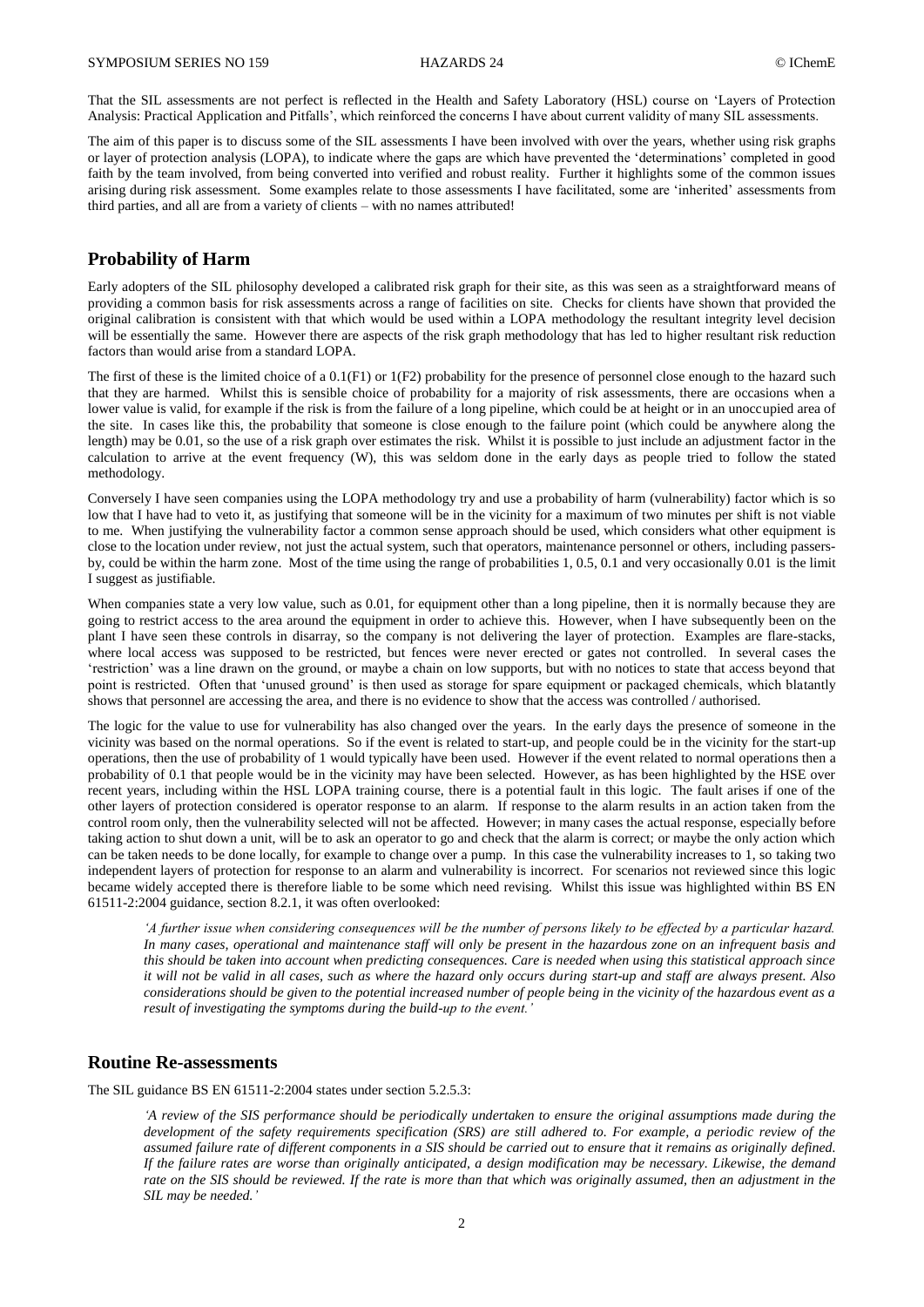That the SIL assessments are not perfect is reflected in the Health and Safety Laboratory (HSL) course on 'Layers of Protection Analysis: Practical Application and Pitfalls', which reinforced the concerns I have about current validity of many SIL assessments.

The aim of this paper is to discuss some of the SIL assessments I have been involved with over the years, whether using risk graphs or layer of protection analysis (LOPA), to indicate where the gaps are which have prevented the 'determinations' completed in good faith by the team involved, from being converted into verified and robust reality. Further it highlights some of the common issues arising during risk assessment. Some examples relate to those assessments I have facilitated, some are 'inherited' assessments from third parties, and all are from a variety of clients – with no names attributed!

## Probability of Harm

Early adopters of the SIL philosophy developed a calibrated risk graph for their site, as this was seen as a straightforward means of providing a common basis for risk assessments across a range of facilities on site. Checks for clients have shown that provided the original calibration is consistent with that which would be used within a LOPA methodology the resultant integrity level decision will be essentially the same. However there are aspects of the risk graph methodology that has led to higher resultant risk reduction factors than would arise from a standard LOPA.

The first of these is the limited choice of a 0.1(F1) or 1(F2) probability for the presence of personnel close enough to the hazard such that they are harmed. Whilst this is sensible choice of probability for a majority of risk assessments, there are occasions when a lower value is valid, for example if the risk is from the failure of a long pipeline, which could be at height or in an unoccupied area of the site. In cases like this, the probability that someone is close enough to the failure point (which could be anywhere along the length) may be 0.01, so the use of a risk graph over estimates the risk. Whilst it is possible to just include an adjustment factor in the calculation to arrive at the event frequency (W), this was seldom done in the early days as people tried to follow the stated methodology.

Conversely I have seen companies using the LOPA methodology try and use a probability of harm (vulnerability) factor which is so low that I have had to veto it, as justifying that someone will be in the vicinity for a maximum of two minutes per shift is not viable to me. When justifying the vulnerability factor a common sense approach should be used, which considers what other equipment is close to the location under review, not just the actual system, such that operators, maintenance personnel or others, including passers-by, could be within the harm zone. Most of the time using the range of probabilities 1, 0.5, 0.1 and very occasionally 0.01 is the limit I suggest as justifiable.

When companies state a very low value, such as 0.01, for equipment other than a long pipeline, then it is normally because they are going to restrict access to the area around the equipment in order to achieve this. However, when I have subsequently been on the plant I have seen these controls in disarray, so the company is not delivering the layer of protection. Examples are flare-stacks, where local access was supposed to be restricted, but fences were never erected or gates not controlled. In several cases the 'restriction' was a line drawn on the ground, or maybe a chain on low supports, but with no notices to state that access beyond that point is restricted. Often that 'unused ground' is then used as storage for spare equipment or packaged chemicals, which blatantly shows that personnel are accessing the area, and there is no evidence to show that the access was controlled / authorised.

The logic for the value to use for vulnerability has also changed over the years. In the early days the presence of someone in the vicinity was based on the normal operations. So if the event is related to start-up, and people could be in the vicinity for the start-up operations, then the use of probability of 1 would typically have been used. However if the event related to normal operations then a probability of 0.1 that people would be in the vicinity may have been selected. However, as has been highlighted by the HSE over recent years, including within the HSL LOPA training course, there is a potential fault in this logic. The fault arises if one of the other layers of protection considered is operator response to an alarm. If response to the alarm results in an action taken from the control room only, then the vulnerability selected will not be affected. However; in many cases the actual response, especially before taking action to shut down a unit, will be to ask an operator to go and check that the alarm is correct; or maybe the only action which can be taken needs to be done locally, for example to change over a pump. In this case the vulnerability increases to 1, so taking two independent layers of protection for response to an alarm and vulnerability is incorrect. For scenarios not reviewed since this logic became widely accepted there is therefore liable to be some which need revising. Whilst this issue was highlighted within BS EN 61511-2:2004 guidance, section 8.2.1, it was often overlooked:

> *'A further issue when considering consequences will be the number of persons likely to be effected by a particular hazard. In many cases, operational and maintenance staff will only be present in the hazardous zone on an infrequent basis and this should be taken into account when predicting consequences. Care is needed when using this statistical approach since it will not be valid in all cases, such as where the hazard only occurs during start-up and staff are always present. Also considerations should be given to the potential increased number of people being in the vicinity of the hazardous event as a result of investigating the symptoms during the build-up to the event.'*

## Routine Re-assessments

The SIL guidance BS EN 61511-2:2004 states under section 5.2.5.3:

> *'A review of the SIS performance should be periodically undertaken to ensure the original assumptions made during the development of the safety requirements specification (SRS) are still adhered to. For example, a periodic review of the assumed failure rate of different components in a SIS should be carried out to ensure that it remains as originally defined. If the failure rates are worse than originally anticipated, a design modification may be necessary. Likewise, the demand rate on the SIS should be reviewed. If the rate is more than that which was originally assumed, then an adjustment in the SIL may be needed.'*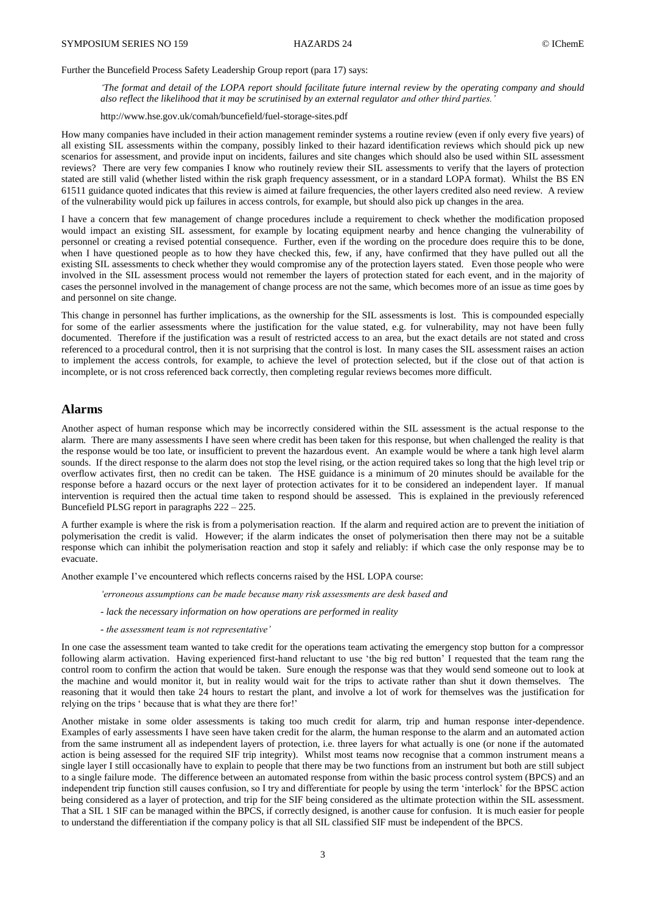Further the Buncefield Process Safety Leadership Group report (para 17) says:

> *'The format and detail of the LOPA report should facilitate future internal review by the operating company and should also reflect the likelihood that it may be scrutinised by an external regulator and other third parties.'*
>
> http://www.hse.gov.uk/comah/buncefield/fuel-storage-sites.pdf

How many companies have included in their action management reminder systems a routine review (even if only every five years) of all existing SIL assessments within the company, possibly linked to their hazard identification reviews which should pick up new scenarios for assessment, and provide input on incidents, failures and site changes which should also be used within SIL assessment reviews? There are very few companies I know who routinely review their SIL assessments to verify that the layers of protection stated are still valid (whether listed within the risk graph frequency assessment, or in a standard LOPA format). Whilst the BS EN 61511 guidance quoted indicates that this review is aimed at failure frequencies, the other layers credited also need review. A review of the vulnerability would pick up failures in access controls, for example, but should also pick up changes in the area.

I have a concern that few management of change procedures include a requirement to check whether the modification proposed would impact an existing SIL assessment, for example by locating equipment nearby and hence changing the vulnerability of personnel or creating a revised potential consequence. Further, even if the wording on the procedure does require this to be done, when I have questioned people as to how they have checked this, few, if any, have confirmed that they have pulled out all the existing SIL assessments to check whether they would compromise any of the protection layers stated. Even those people who were involved in the SIL assessment process would not remember the layers of protection stated for each event, and in the majority of cases the personnel involved in the management of change process are not the same, which becomes more of an issue as time goes by and personnel on site change.

This change in personnel has further implications, as the ownership for the SIL assessments is lost. This is compounded especially for some of the earlier assessments where the justification for the value stated, e.g. for vulnerability, may not have been fully documented. Therefore if the justification was a result of restricted access to an area, but the exact details are not stated and cross referenced to a procedural control, then it is not surprising that the control is lost. In many cases the SIL assessment raises an action to implement the access controls, for example, to achieve the level of protection selected, but if the close out of that action is incomplete, or is not cross referenced back correctly, then completing regular reviews becomes more difficult.

## Alarms

Another aspect of human response which may be incorrectly considered within the SIL assessment is the actual response to the alarm. There are many assessments I have seen where credit has been taken for this response, but when challenged the reality is that the response would be too late, or insufficient to prevent the hazardous event. An example would be where a tank high level alarm sounds. If the direct response to the alarm does not stop the level rising, or the action required takes so long that the high level trip or overflow activates first, then no credit can be taken. The HSE guidance is a minimum of 20 minutes should be available for the response before a hazard occurs or the next layer of protection activates for it to be considered an independent layer. If manual intervention is required then the actual time taken to respond should be assessed. This is explained in the previously referenced Buncefield PLSG report in paragraphs 222 – 225.

A further example is where the risk is from a polymerisation reaction. If the alarm and required action are to prevent the initiation of polymerisation the credit is valid. However; if the alarm indicates the onset of polymerisation then there may not be a suitable response which can inhibit the polymerisation reaction and stop it safely and reliably: if which case the only response may be to evacuate.

Another example I've encountered which reflects concerns raised by the HSL LOPA course:

> *'erroneous assumptions can be made because many risk assessments are desk based and*
>
> *- lack the necessary information on how operations are performed in reality*
>
> *- the assessment team is not representative'*

In one case the assessment team wanted to take credit for the operations team activating the emergency stop button for a compressor following alarm activation. Having experienced first-hand reluctant to use 'the big red button' I requested that the team rang the control room to confirm the action that would be taken. Sure enough the response was that they would send someone out to look at the machine and would monitor it, but in reality would wait for the trips to activate rather than shut it down themselves. The reasoning that it would then take 24 hours to restart the plant, and involve a lot of work for themselves was the justification for relying on the trips ' because that is what they are there for!'

Another mistake in some older assessments is taking too much credit for alarm, trip and human response inter-dependence. Examples of early assessments I have seen have taken credit for the alarm, the human response to the alarm and an automated action from the same instrument all as independent layers of protection, i.e. three layers for what actually is one (or none if the automated action is being assessed for the required SIF trip integrity). Whilst most teams now recognise that a common instrument means a single layer I still occasionally have to explain to people that there may be two functions from an instrument but both are still subject to a single failure mode. The difference between an automated response from within the basic process control system (BPCS) and an independent trip function still causes confusion, so I try and differentiate for people by using the term 'interlock' for the BPSC action being considered as a layer of protection, and trip for the SIF being considered as the ultimate protection within the SIL assessment. That a SIL 1 SIF can be managed within the BPCS, if correctly designed, is another cause for confusion. It is much easier for people to understand the differentiation if the company policy is that all SIL classified SIF must be independent of the BPCS.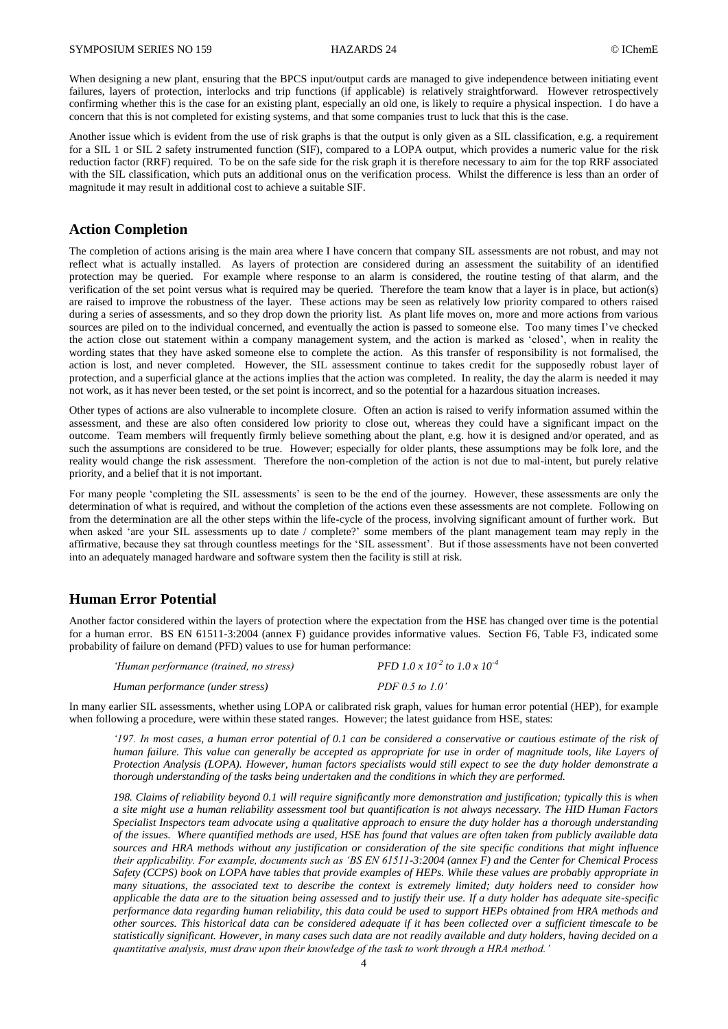When designing a new plant, ensuring that the BPCS input/output cards are managed to give independence between initiating event failures, layers of protection, interlocks and trip functions (if applicable) is relatively straightforward. However retrospectively confirming whether this is the case for an existing plant, especially an old one, is likely to require a physical inspection. I do have a concern that this is not completed for existing systems, and that some companies trust to luck that this is the case.

Another issue which is evident from the use of risk graphs is that the output is only given as a SIL classification, e.g. a requirement for a SIL 1 or SIL 2 safety instrumented function (SIF), compared to a LOPA output, which provides a numeric value for the risk reduction factor (RRF) required. To be on the safe side for the risk graph it is therefore necessary to aim for the top RRF associated with the SIL classification, which puts an additional onus on the verification process. Whilst the difference is less than an order of magnitude it may result in additional cost to achieve a suitable SIF.

## Action Completion

The completion of actions arising is the main area where I have concern that company SIL assessments are not robust, and may not reflect what is actually installed. As layers of protection are considered during an assessment the suitability of an identified protection may be queried. For example where response to an alarm is considered, the routine testing of that alarm, and the verification of the set point versus what is required may be queried. Therefore the team know that a layer is in place, but action(s) are raised to improve the robustness of the layer. These actions may be seen as relatively low priority compared to others raised during a series of assessments, and so they drop down the priority list. As plant life moves on, more and more actions from various sources are piled on to the individual concerned, and eventually the action is passed to someone else. Too many times I've checked the action close out statement within a company management system, and the action is marked as 'closed', when in reality the wording states that they have asked someone else to complete the action. As this transfer of responsibility is not formalised, the action is lost, and never completed. However, the SIL assessment continue to takes credit for the supposedly robust layer of protection, and a superficial glance at the actions implies that the action was completed. In reality, the day the alarm is needed it may not work, as it has never been tested, or the set point is incorrect, and so the potential for a hazardous situation increases.

Other types of actions are also vulnerable to incomplete closure. Often an action is raised to verify information assumed within the assessment, and these are also often considered low priority to close out, whereas they could have a significant impact on the outcome. Team members will frequently firmly believe something about the plant, e.g. how it is designed and/or operated, and as such the assumptions are considered to be true. However; especially for older plants, these assumptions may be folk lore, and the reality would change the risk assessment. Therefore the non-completion of the action is not due to mal-intent, but purely relative priority, and a belief that it is not important.

For many people 'completing the SIL assessments' is seen to be the end of the journey. However, these assessments are only the determination of what is required, and without the completion of the actions even these assessments are not complete. Following on from the determination are all the other steps within the life-cycle of the process, involving significant amount of further work. But when asked 'are your SIL assessments up to date / complete?' some members of the plant management team may reply in the affirmative, because they sat through countless meetings for the 'SIL assessment'. But if those assessments have not been converted into an adequately managed hardware and software system then the facility is still at risk.

## Human Error Potential

Another factor considered within the layers of protection where the expectation from the HSE has changed over time is the potential for a human error. BS EN 61511-3:2004 (annex F) guidance provides informative values. Section F6, Table F3, indicated some probability of failure on demand (PFD) values to use for human performance:

| | |
|---|---|
| *'Human performance (trained, no stress)* | *PFD $1.0 \times 10^{-2}$ to $1.0 \times 10^{-4}$* |
| *Human performance (under stress)* | *PDF 0.5 to 1.0'* |

In many earlier SIL assessments, whether using LOPA or calibrated risk graph, values for human error potential (HEP), for example when following a procedure, were within these stated ranges. However; the latest guidance from HSE, states:

> *'197. In most cases, a human error potential of 0.1 can be considered a conservative or cautious estimate of the risk of human failure. This value can generally be accepted as appropriate for use in order of magnitude tools, like Layers of Protection Analysis (LOPA). However, human factors specialists would still expect to see the duty holder demonstrate a thorough understanding of the tasks being undertaken and the conditions in which they are performed.*
>
> *198. Claims of reliability beyond 0.1 will require significantly more demonstration and justification; typically this is when a site might use a human reliability assessment tool but quantification is not always necessary. The HID Human Factors Specialist Inspectors team advocate using a qualitative approach to ensure the duty holder has a thorough understanding of the issues. Where quantified methods are used, HSE has found that values are often taken from publicly available data sources and HRA methods without any justification or consideration of the site specific conditions that might influence their applicability. For example, documents such as 'BS EN 61511-3:2004 (annex F) and the Center for Chemical Process Safety (CCPS) book on LOPA have tables that provide examples of HEPs. While these values are probably appropriate in many situations, the associated text to describe the context is extremely limited; duty holders need to consider how applicable the data are to the situation being assessed and to justify their use. If a duty holder has adequate site-specific performance data regarding human reliability, this data could be used to support HEPs obtained from HRA methods and other sources. This historical data can be considered adequate if it has been collected over a sufficient timescale to be statistically significant. However, in many cases such data are not readily available and duty holders, having decided on a quantitative analysis, must draw upon their knowledge of the task to work through a HRA method.'*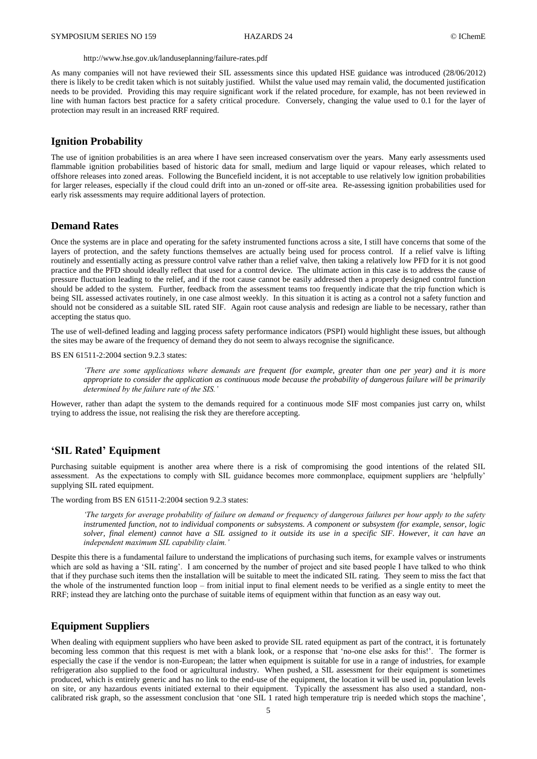http://www.hse.gov.uk/landuseplanning/failure-rates.pdf

As many companies will not have reviewed their SIL assessments since this updated HSE guidance was introduced (28/06/2012) there is likely to be credit taken which is not suitably justified. Whilst the value used may remain valid, the documented justification needs to be provided. Providing this may require significant work if the related procedure, for example, has not been reviewed in line with human factors best practice for a safety critical procedure. Conversely, changing the value used to 0.1 for the layer of protection may result in an increased RRF required.

## Ignition Probability

The use of ignition probabilities is an area where I have seen increased conservatism over the years. Many early assessments used flammable ignition probabilities based of historic data for small, medium and large liquid or vapour releases, which related to offshore releases into zoned areas. Following the Buncefield incident, it is not acceptable to use relatively low ignition probabilities for larger releases, especially if the cloud could drift into an un-zoned or off-site area. Re-assessing ignition probabilities used for early risk assessments may require additional layers of protection.

## Demand Rates

Once the systems are in place and operating for the safety instrumented functions across a site, I still have concerns that some of the layers of protection, and the safety functions themselves are actually being used for process control. If a relief valve is lifting routinely and essentially acting as pressure control valve rather than a relief valve, then taking a relatively low PFD for it is not good practice and the PFD should ideally reflect that used for a control device. The ultimate action in this case is to address the cause of pressure fluctuation leading to the relief, and if the root cause cannot be easily addressed then a properly designed control function should be added to the system. Further, feedback from the assessment teams too frequently indicate that the trip function which is being SIL assessed activates routinely, in one case almost weekly. In this situation it is acting as a control not a safety function and should not be considered as a suitable SIL rated SIF. Again root cause analysis and redesign are liable to be necessary, rather than accepting the status quo.

The use of well-defined leading and lagging process safety performance indicators (PSPI) would highlight these issues, but although the sites may be aware of the frequency of demand they do not seem to always recognise the significance.

BS EN 61511-2:2004 section 9.2.3 states:

> *'There are some applications where demands are frequent (for example, greater than one per year) and it is more appropriate to consider the application as continuous mode because the probability of dangerous failure will be primarily determined by the failure rate of the SIS.'*

However, rather than adapt the system to the demands required for a continuous mode SIF most companies just carry on, whilst trying to address the issue, not realising the risk they are therefore accepting.

## 'SIL Rated' Equipment

Purchasing suitable equipment is another area where there is a risk of compromising the good intentions of the related SIL assessment. As the expectations to comply with SIL guidance becomes more commonplace, equipment suppliers are 'helpfully' supplying SIL rated equipment.

The wording from BS EN 61511-2:2004 section 9.2.3 states:

> *'The targets for average probability of failure on demand or frequency of dangerous failures per hour apply to the safety instrumented function, not to individual components or subsystems. A component or subsystem (for example, sensor, logic solver, final element) cannot have a SIL assigned to it outside its use in a specific SIF. However, it can have an independent maximum SIL capability claim.'*

Despite this there is a fundamental failure to understand the implications of purchasing such items, for example valves or instruments which are sold as having a 'SIL rating'. I am concerned by the number of project and site based people I have talked to who think that if they purchase such items then the installation will be suitable to meet the indicated SIL rating. They seem to miss the fact that the whole of the instrumented function loop – from initial input to final element needs to be verified as a single entity to meet the RRF; instead they are latching onto the purchase of suitable items of equipment within that function as an easy way out.

## Equipment Suppliers

When dealing with equipment suppliers who have been asked to provide SIL rated equipment as part of the contract, it is fortunately becoming less common that this request is met with a blank look, or a response that 'no-one else asks for this!'. The former is especially the case if the vendor is non-European; the latter when equipment is suitable for use in a range of industries, for example refrigeration also supplied to the food or agricultural industry. When pushed, a SIL assessment for their equipment is sometimes produced, which is entirely generic and has no link to the end-use of the equipment, the location it will be used in, population levels on site, or any hazardous events initiated external to their equipment. Typically the assessment has also used a standard, non-calibrated risk graph, so the assessment conclusion that 'one SIL 1 rated high temperature trip is needed which stops the machine',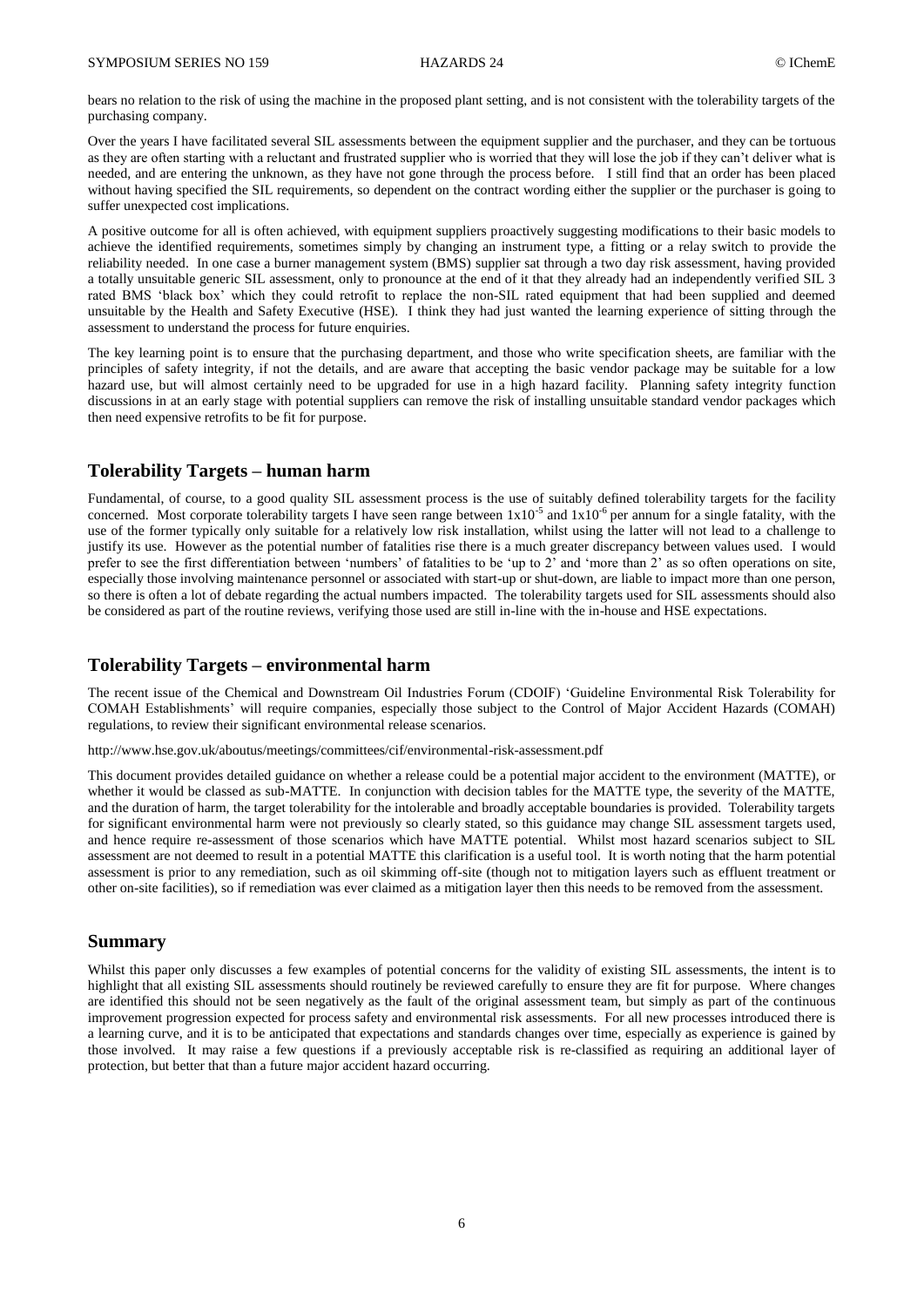bears no relation to the risk of using the machine in the proposed plant setting, and is not consistent with the tolerability targets of the purchasing company.

Over the years I have facilitated several SIL assessments between the equipment supplier and the purchaser, and they can be tortuous as they are often starting with a reluctant and frustrated supplier who is worried that they will lose the job if they can't deliver what is needed, and are entering the unknown, as they have not gone through the process before. I still find that an order has been placed without having specified the SIL requirements, so dependent on the contract wording either the supplier or the purchaser is going to suffer unexpected cost implications.

A positive outcome for all is often achieved, with equipment suppliers proactively suggesting modifications to their basic models to achieve the identified requirements, sometimes simply by changing an instrument type, a fitting or a relay switch to provide the reliability needed. In one case a burner management system (BMS) supplier sat through a two day risk assessment, having provided a totally unsuitable generic SIL assessment, only to pronounce at the end of it that they already had an independently verified SIL 3 rated BMS 'black box' which they could retrofit to replace the non-SIL rated equipment that had been supplied and deemed unsuitable by the Health and Safety Executive (HSE). I think they had just wanted the learning experience of sitting through the assessment to understand the process for future enquiries.

The key learning point is to ensure that the purchasing department, and those who write specification sheets, are familiar with the principles of safety integrity, if not the details, and are aware that accepting the basic vendor package may be suitable for a low hazard use, but will almost certainly need to be upgraded for use in a high hazard facility. Planning safety integrity function discussions in at an early stage with potential suppliers can remove the risk of installing unsuitable standard vendor packages which then need expensive retrofits to be fit for purpose.

## Tolerability Targets – human harm

Fundamental, of course, to a good quality SIL assessment process is the use of suitably defined tolerability targets for the facility concerned. Most corporate tolerability targets I have seen range between $1x10^{-5}$ and $1x10^{-6}$ per annum for a single fatality, with the use of the former typically only suitable for a relatively low risk installation, whilst using the latter will not lead to a challenge to justify its use. However as the potential number of fatalities rise there is a much greater discrepancy between values used. I would prefer to see the first differentiation between 'numbers' of fatalities to be 'up to 2' and 'more than 2' as so often operations on site, especially those involving maintenance personnel or associated with start-up or shut-down, are liable to impact more than one person, so there is often a lot of debate regarding the actual numbers impacted. The tolerability targets used for SIL assessments should also be considered as part of the routine reviews, verifying those used are still in-line with the in-house and HSE expectations.

## Tolerability Targets – environmental harm

The recent issue of the Chemical and Downstream Oil Industries Forum (CDOIF) 'Guideline Environmental Risk Tolerability for COMAH Establishments' will require companies, especially those subject to the Control of Major Accident Hazards (COMAH) regulations, to review their significant environmental release scenarios.

http://www.hse.gov.uk/aboutus/meetings/committees/cif/environmental-risk-assessment.pdf

This document provides detailed guidance on whether a release could be a potential major accident to the environment (MATTE), or whether it would be classed as sub-MATTE. In conjunction with decision tables for the MATTE type, the severity of the MATTE, and the duration of harm, the target tolerability for the intolerable and broadly acceptable boundaries is provided. Tolerability targets for significant environmental harm were not previously so clearly stated, so this guidance may change SIL assessment targets used, and hence require re-assessment of those scenarios which have MATTE potential. Whilst most hazard scenarios subject to SIL assessment are not deemed to result in a potential MATTE this clarification is a useful tool. It is worth noting that the harm potential assessment is prior to any remediation, such as oil skimming off-site (though not to mitigation layers such as effluent treatment or other on-site facilities), so if remediation was ever claimed as a mitigation layer then this needs to be removed from the assessment.

## Summary

Whilst this paper only discusses a few examples of potential concerns for the validity of existing SIL assessments, the intent is to highlight that all existing SIL assessments should routinely be reviewed carefully to ensure they are fit for purpose. Where changes are identified this should not be seen negatively as the fault of the original assessment team, but simply as part of the continuous improvement progression expected for process safety and environmental risk assessments. For all new processes introduced there is a learning curve, and it is to be anticipated that expectations and standards changes over time, especially as experience is gained by those involved. It may raise a few questions if a previously acceptable risk is re-classified as requiring an additional layer of protection, but better that than a future major accident hazard occurring.